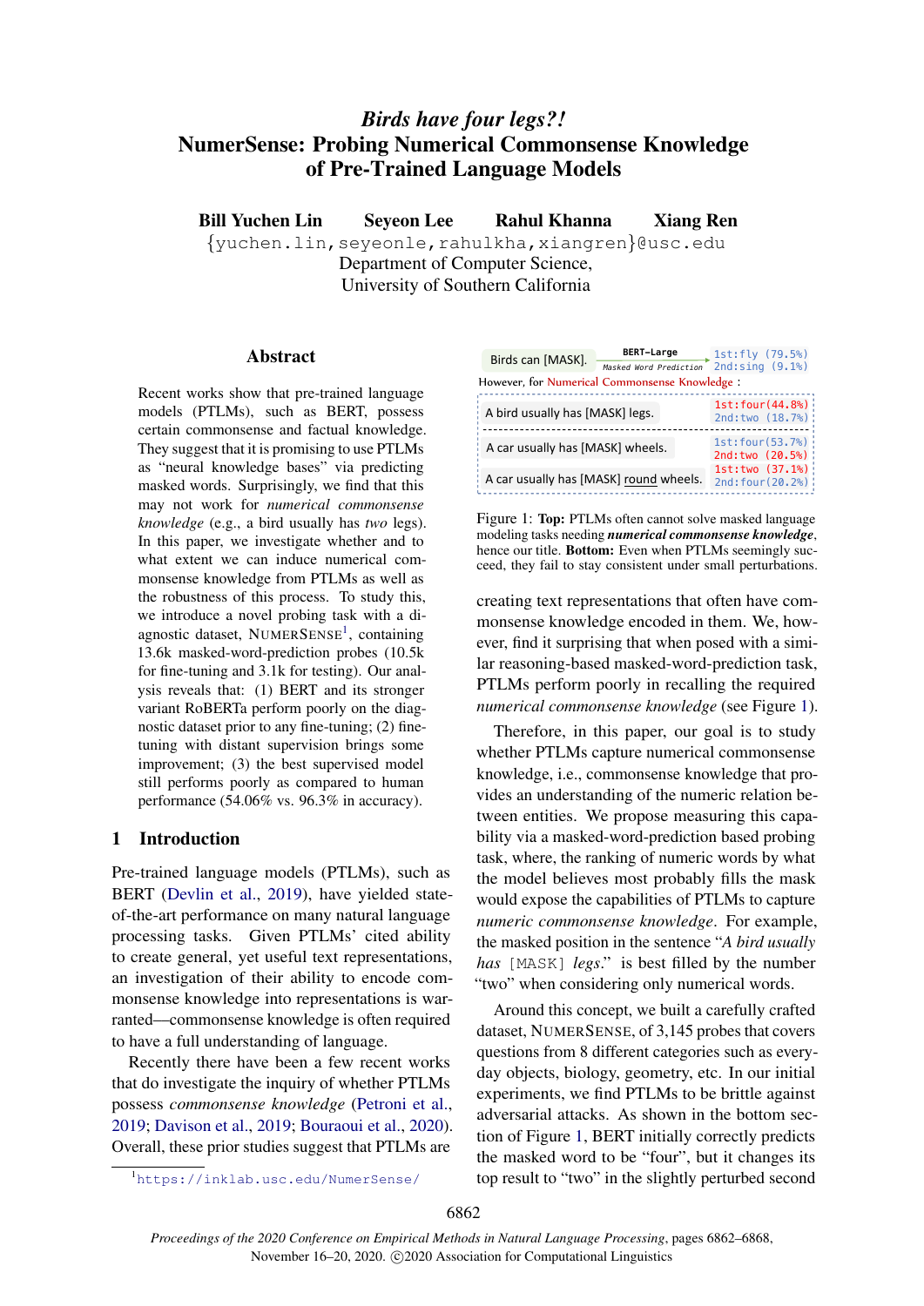# *Birds have four legs?!* NumerSense: Probing Numerical Commonsense Knowledge of Pre-Trained Language Models

**Bill Yuchen Lin  Seyeon Lee  Rahul Khanna  Xiang Ren**

{yuchen.lin,seyeonle,rahulkha,xiangren}@usc.edu

Department of Computer Science,
University of Southern California

## Abstract

Recent works show that pre-trained language models (PTLMs), such as BERT, possess certain commonsense and factual knowledge. They suggest that it is promising to use PTLMs as "neural knowledge bases" via predicting masked words. Surprisingly, we find that this may not work for *numerical commonsense knowledge* (e.g., a bird usually has *two* legs). In this paper, we investigate whether and to what extent we can induce numerical commonsense knowledge from PTLMs as well as the robustness of this process. To study this, we introduce a novel probing task with a diagnostic dataset, NumerSense[1], containing 13.6k masked-word-prediction probes (10.5k for fine-tuning and 3.1k for testing). Our analysis reveals that: (1) BERT and its stronger variant RoBERTa perform poorly on the diagnostic dataset prior to any fine-tuning; (2) fine-tuning with distant supervision brings some improvement; (3) the best supervised model still performs poorly as compared to human performance (54.06% vs. 96.3% in accuracy).

## 1 Introduction

Pre-trained language models (PTLMs), such as BERT (Devlin et al., 2019), have yielded state-of-the-art performance on many natural language processing tasks. Given PTLMs' cited ability to create general, yet useful text representations, an investigation of their ability to encode commonsense knowledge into representations is warranted—commonsense knowledge is often required to have a full understanding of language.

Recently there have been a few recent works that do investigate the inquiry of whether PTLMs possess *commonsense knowledge* (Petroni et al., 2019; Davison et al., 2019; Bouraoui et al., 2020). Overall, these prior studies suggest that PTLMs are creating text representations that often have commonsense knowledge encoded in them. We, however, find it surprising that when posed with a similar reasoning-based masked-word-prediction task, PTLMs perform poorly in recalling the required *numerical commonsense knowledge* (see Figure 1).

Birds can [MASK].
BERT-Large
Masked Word Prediction
1st: fly (79.5%)
2nd: sing (9.1%)
However, for Numerical Commonsense Knowledge :
A bird usually has [MASK] legs.
1st: four (44.8%)
2nd: two (18.7%)
A car usually has [MASK] wheels.
1st: four (53.7%)
2nd: two (20.5%)
A car usually has [MASK] round wheels.
1st: two (37.1%)
2nd: four (20.2%)

Figure 1: **Top:** PTLMs often cannot solve masked language modeling tasks needing ***numerical commonsense knowledge***, hence our title. **Bottom:** Even when PTLMs seemingly succeed, they fail to stay consistent under small perturbations.

Therefore, in this paper, our goal is to study whether PTLMs capture numerical commonsense knowledge, i.e., commonsense knowledge that provides an understanding of the numeric relation between entities. We propose measuring this capability via a masked-word-prediction based probing task, where, the ranking of numeric words by what the model believes most probably fills the mask would expose the capabilities of PTLMs to capture *numeric commonsense knowledge*. For example, the masked position in the sentence "*A bird usually has* [MASK] *legs*." is best filled by the number "two" when considering only numerical words.

Around this concept, we built a carefully crafted dataset, NumerSense, of 3,145 probes that covers questions from 8 different categories such as everyday objects, biology, geometry, etc. In our initial experiments, we find PTLMs to be brittle against adversarial attacks. As shown in the bottom section of Figure 1, BERT initially correctly predicts the masked word to be "four", but it changes its top result to "two" in the slightly perturbed second

[1] https://inklab.usc.edu/NumerSense/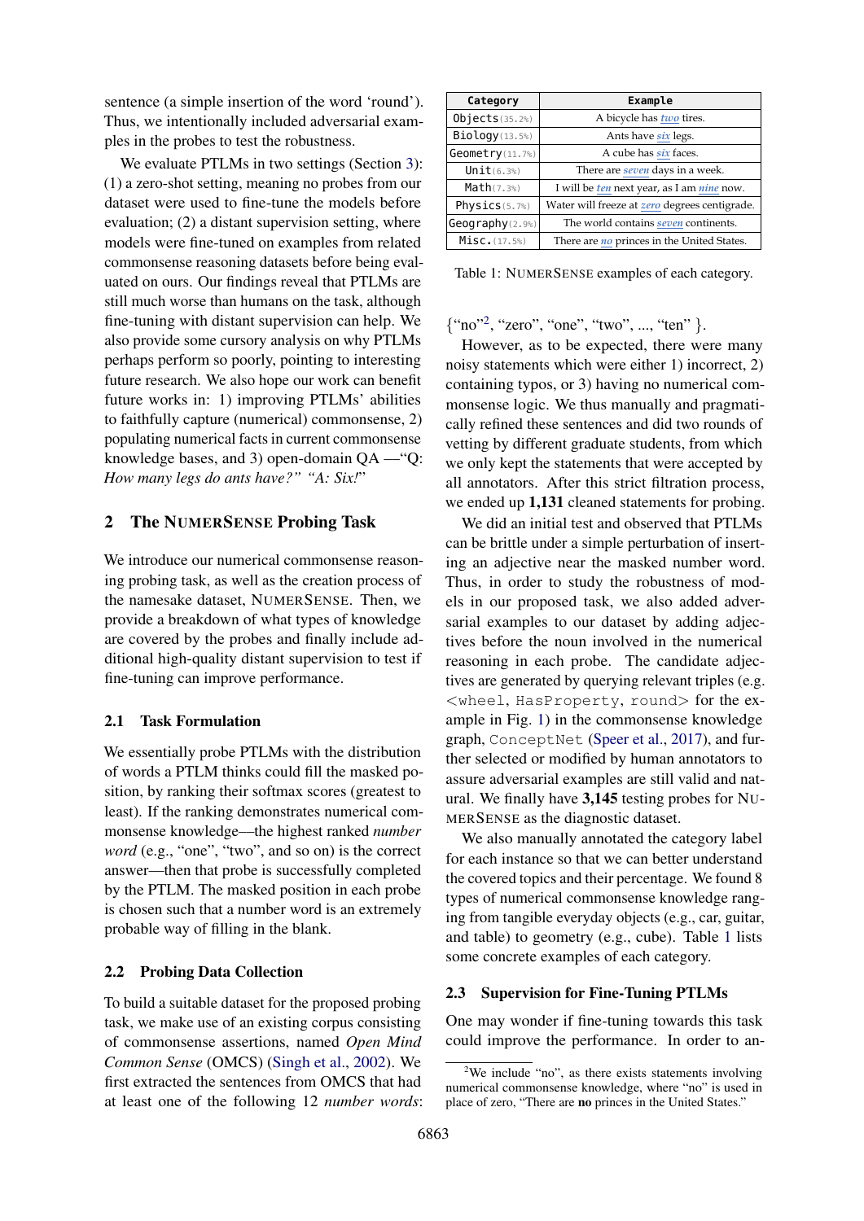sentence (a simple insertion of the word 'round'). Thus, we intentionally included adversarial examples in the probes to test the robustness.

We evaluate PTLMs in two settings (Section 3): (1) a zero-shot setting, meaning no probes from our dataset were used to fine-tune the models before evaluation; (2) a distant supervision setting, where models were fine-tuned on examples from related commonsense reasoning datasets before being evaluated on ours. Our findings reveal that PTLMs are still much worse than humans on the task, although fine-tuning with distant supervision can help. We also provide some cursory analysis on why PTLMs perhaps perform so poorly, pointing to interesting future research. We also hope our work can benefit future works in: 1) improving PTLMs' abilities to faithfully capture (numerical) commonsense, 2) populating numerical facts in current commonsense knowledge bases, and 3) open-domain QA —"Q: *How many legs do ants have?" "A: Six!*"

## 2 The NumerSense Probing Task

We introduce our numerical commonsense reasoning probing task, as well as the creation process of the namesake dataset, NumerSense. Then, we provide a breakdown of what types of knowledge are covered by the probes and finally include additional high-quality distant supervision to test if fine-tuning can improve performance.

### 2.1 Task Formulation

We essentially probe PTLMs with the distribution of words a PTLM thinks could fill the masked position, by ranking their softmax scores (greatest to least). If the ranking demonstrates numerical commonsense knowledge—the highest ranked *number word* (e.g., "one", "two", and so on) is the correct answer—then that probe is successfully completed by the PTLM. The masked position in each probe is chosen such that a number word is an extremely probable way of filling in the blank.

### 2.2 Probing Data Collection

To build a suitable dataset for the proposed probing task, we make use of an existing corpus consisting of commonsense assertions, named *Open Mind Common Sense* (OMCS) (Singh et al., 2002). We first extracted the sentences from OMCS that had at least one of the following 12 *number words*: {"no"[2], "zero", "one", "two", ..., "ten" }.

| Category | Example |
|---|---|
| Objects (35.2%) | A bicycle has *two* tires. |
| Biology (13.5%) | Ants have *six* legs. |
| Geometry (11.7%) | A cube has *six* faces. |
| Unit (6.3%) | There are *seven* days in a week. |
| Math (7.3%) | I will be *ten* next year, as I am *nine* now. |
| Physics (5.7%) | Water will freeze at *zero* degrees centigrade. |
| Geography (2.9%) | The world contains *seven* continents. |
| Misc. (17.5%) | There are *no* princes in the United States. |

Table 1: NumerSense examples of each category.

However, as to be expected, there were many noisy statements which were either 1) incorrect, 2) containing typos, or 3) having no numerical commonsense logic. We thus manually and pragmatically refined these sentences and did two rounds of vetting by different graduate students, from which we only kept the statements that were accepted by all annotators. After this strict filtration process, we ended up **1,131** cleaned statements for probing.

We did an initial test and observed that PTLMs can be brittle under a simple perturbation of inserting an adjective near the masked number word. Thus, in order to study the robustness of models in our proposed task, we also added adversarial examples to our dataset by adding adjectives before the noun involved in the numerical reasoning in each probe. The candidate adjectives are generated by querying relevant triples (e.g. <wheel, HasProperty, round> for the example in Fig. 1) in the commonsense knowledge graph, ConceptNet (Speer et al., 2017), and further selected or modified by human annotators to assure adversarial examples are still valid and natural. We finally have **3,145** testing probes for NumerSense as the diagnostic dataset.

We also manually annotated the category label for each instance so that we can better understand the covered topics and their percentage. We found 8 types of numerical commonsense knowledge ranging from tangible everyday objects (e.g., car, guitar, and table) to geometry (e.g., cube). Table 1 lists some concrete examples of each category.

### 2.3 Supervision for Fine-Tuning PTLMs

One may wonder if fine-tuning towards this task could improve the performance. In order to an-

[2] We include "no", as there exists statements involving numerical commonsense knowledge, where "no" is used in place of zero, "There are **no** princes in the United States."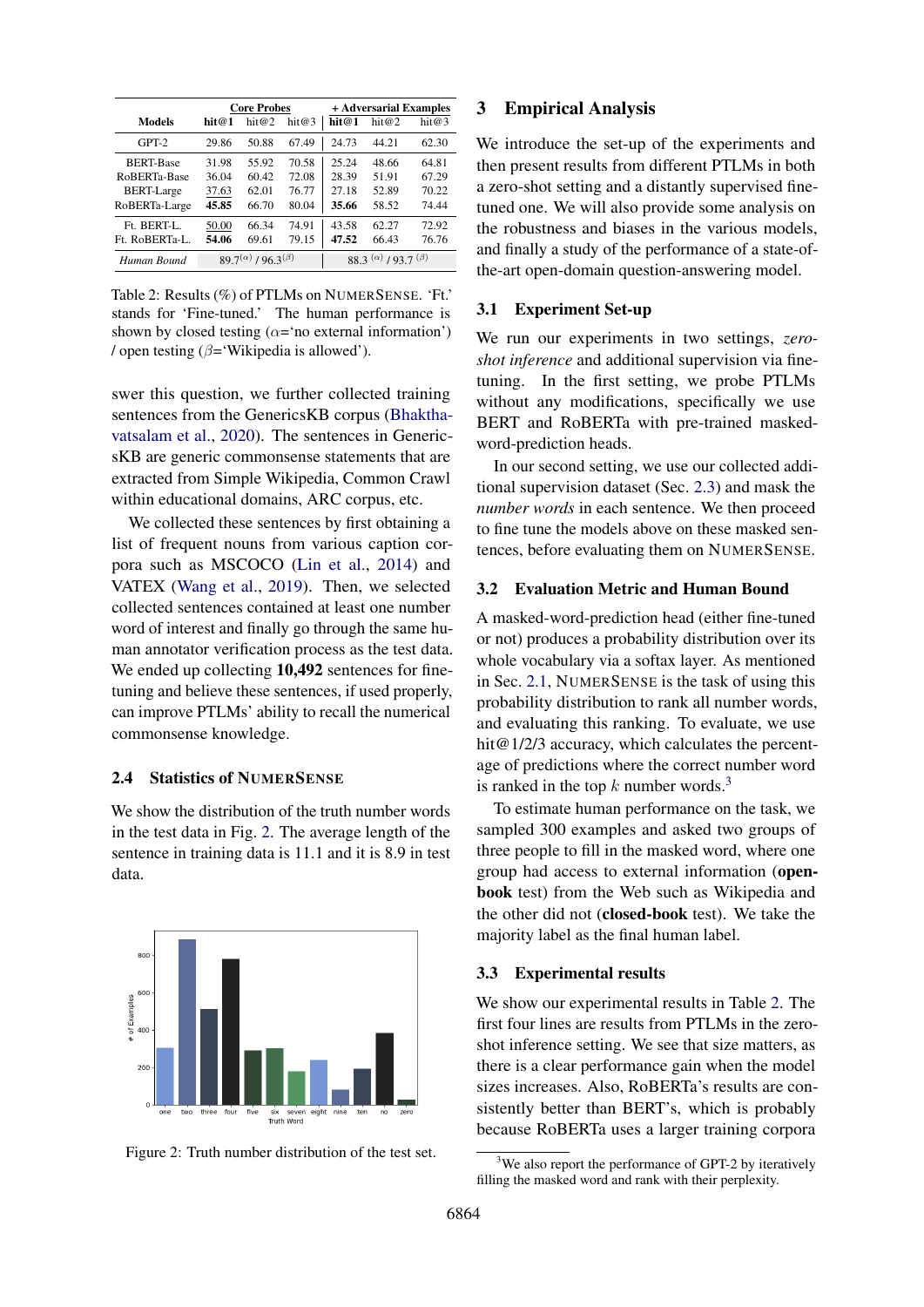| Models | Core Probes | | | + Adversarial Examples | | |
|---|---|---|---|---|---|---|
| | hit@1 | hit@2 | hit@3 | hit@1 | hit@2 | hit@3 |
| GPT-2 | 29.86 | 50.88 | 67.49 | 24.73 | 44.21 | 62.30 |
| BERT-Base | 31.98 | 55.92 | 70.58 | 25.24 | 48.66 | 64.81 |
| RoBERTa-Base | 36.04 | 60.42 | 72.08 | 28.39 | 51.91 | 67.29 |
| BERT-Large | 37.63 | 62.01 | 76.77 | 27.18 | 52.89 | 70.22 |
| RoBERTa-Large | **45.85** | 66.70 | 80.04 | **35.66** | 58.52 | 74.44 |
| Ft. BERT-L. | 50.00 | 66.34 | 74.91 | 43.58 | 62.27 | 72.92 |
| Ft. RoBERTa-L. | **54.06** | 69.61 | 79.15 | **47.52** | 66.43 | 76.76 |
| *Human Bound* | $89.7^{(\alpha)}$ / $96.3^{(\beta)}$ | | | $88.3^{(\alpha)}$ / $93.7^{(\beta)}$ | | |

Table 2: Results (%) of PTLMs on NUMERSENSE. 'Ft.' stands for 'Fine-tuned.' The human performance is shown by closed testing ($\alpha$='no external information') / open testing ($\beta$='Wikipedia is allowed').

swer this question, we further collected training sentences from the GenericsKB corpus (Bhakthavatsalam et al., 2020). The sentences in GenericsKB are generic commonsense statements that are extracted from Simple Wikipedia, Common Crawl within educational domains, ARC corpus, etc.

We collected these sentences by first obtaining a list of frequent nouns from various caption corpora such as MSCOCO (Lin et al., 2014) and VATEX (Wang et al., 2019). Then, we selected collected sentences contained at least one number word of interest and finally go through the same human annotator verification process as the test data. We ended up collecting **10,492** sentences for fine-tuning and believe these sentences, if used properly, can improve PTLMs' ability to recall the numerical commonsense knowledge.

## 2.4 Statistics of NUMERSENSE

We show the distribution of the truth number words in the test data in Fig. 2. The average length of the sentence in training data is 11.1 and it is 8.9 in test data.

# of Examples
0
200
400
600
800
one two three four five six seven eight nine ten no zero
Truth Word

Figure 2: Truth number distribution of the test set.

# 3 Empirical Analysis

We introduce the set-up of the experiments and then present results from different PTLMs in both a zero-shot setting and a distantly supervised fine-tuned one. We will also provide some analysis on the robustness and biases in the various models, and finally a study of the performance of a state-of-the-art open-domain question-answering model.

## 3.1 Experiment Set-up

We run our experiments in two settings, *zero-shot inference* and additional supervision via fine-tuning. In the first setting, we probe PTLMs without any modifications, specifically we use BERT and RoBERTa with pre-trained masked-word-prediction heads.

In our second setting, we use our collected additional supervision dataset (Sec. 2.3) and mask the *number words* in each sentence. We then proceed to fine tune the models above on these masked sentences, before evaluating them on NUMERSENSE.

## 3.2 Evaluation Metric and Human Bound

A masked-word-prediction head (either fine-tuned or not) produces a probability distribution over its whole vocabulary via a softax layer. As mentioned in Sec. 2.1, NUMERSENSE is the task of using this probability distribution to rank all number words, and evaluating this ranking. To evaluate, we use hit@1/2/3 accuracy, which calculates the percentage of predictions where the correct number word is ranked in the top $k$ number words.[3]

To estimate human performance on the task, we sampled 300 examples and asked two groups of three people to fill in the masked word, where one group had access to external information (**open-book** test) from the Web such as Wikipedia and the other did not (**closed-book** test). We take the majority label as the final human label.

## 3.3 Experimental results

We show our experimental results in Table 2. The first four lines are results from PTLMs in the zero-shot inference setting. We see that size matters, as there is a clear performance gain when the model sizes increases. Also, RoBERTa's results are consistently better than BERT's, which is probably because RoBERTa uses a larger training corpora

[3]We also report the performance of GPT-2 by iteratively filling the masked word and rank with their perplexity.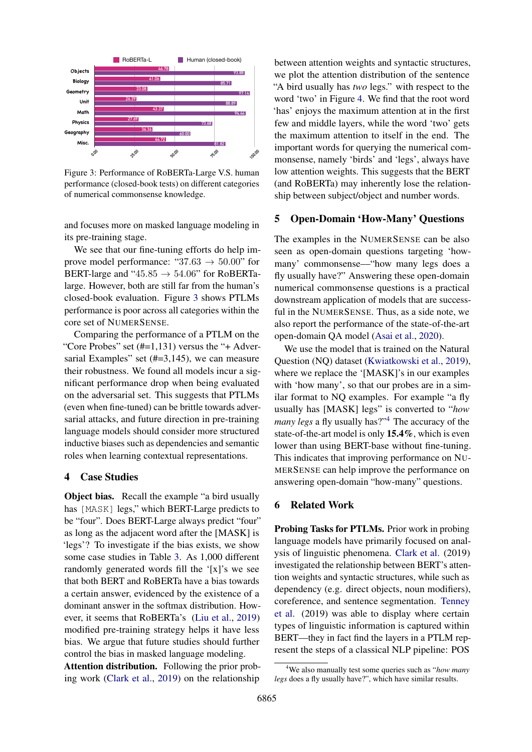RoBERTa-L

Human (closed-book)

Objects
46.78
93.88

Biology
41.06
85.71

Geometry
33.08
97.14

Unit
26.39
88.89

Math
43.37
94.44

Physics
27.69
73.68

Geography
36.36
60.00

Misc.
44.72
81.82

0.00
25.00
50.00
75.00
100.00

Figure 3: Performance of RoBERTa-Large V.S. human performance (closed-book tests) on different categories of numerical commonsense knowledge.

and focuses more on masked language modeling in its pre-training stage.

We see that our fine-tuning efforts do help improve model performance: "37.63 → 50.00" for BERT-large and "45.85 → 54.06" for RoBERTa-large. However, both are still far from the human's closed-book evaluation. Figure 3 shows PTLMs performance is poor across all categories within the core set of NUMERSENSE.

Comparing the performance of a PTLM on the "Core Probes" set (#=1,131) versus the "+ Adversarial Examples" set (#=3,145), we can measure their robustness. We found all models incur a significant performance drop when being evaluated on the adversarial set. This suggests that PTLMs (even when fine-tuned) can be brittle towards adversarial attacks, and future direction in pre-training language models should consider more structured inductive biases such as dependencies and semantic roles when learning contextual representations.

## 4 Case Studies

**Object bias.** Recall the example "a bird usually has [MASK] legs," which BERT-Large predicts to be "four". Does BERT-Large always predict "four" as long as the adjacent word after the [MASK] is 'legs'? To investigate if the bias exists, we show some case studies in Table 3. As 1,000 different randomly generated words fill the '[x]'s we see that both BERT and RoBERTa have a bias towards a certain answer, evidenced by the existence of a dominant answer in the softmax distribution. However, it seems that RoBERTa's (Liu et al., 2019) modified pre-training strategy helps it have less bias. We argue that future studies should further control the bias in masked language modeling.

**Attention distribution.** Following the prior probing work (Clark et al., 2019) on the relationship between attention weights and syntactic structures, we plot the attention distribution of the sentence "A bird usually has *two* legs." with respect to the word 'two' in Figure 4. We find that the root word 'has' enjoys the maximum attention at in the first few and middle layers, while the word 'two' gets the maximum attention to itself in the end. The important words for querying the numerical commonsense, namely 'birds' and 'legs', always have low attention weights. This suggests that the BERT (and RoBERTa) may inherently lose the relationship between subject/object and number words.

## 5 Open-Domain 'How-Many' Questions

The examples in the NUMERSENSE can be also seen as open-domain questions targeting 'how-many' commonsense—"how many legs does a fly usually have?" Answering these open-domain numerical commonsense questions is a practical downstream application of models that are successful in the NUMERSENSE. Thus, as a side note, we also report the performance of the state-of-the-art open-domain QA model (Asai et al., 2020).

We use the model that is trained on the Natural Question (NQ) dataset (Kwiatkowski et al., 2019), where we replace the '[MASK]'s in our examples with 'how many', so that our probes are in a similar format to NQ examples. For example "a fly usually has [MASK] legs" is converted to "*how many legs* a fly usually has?"[4] The accuracy of the state-of-the-art model is only **15.4%**, which is even lower than using BERT-base without fine-tuning. This indicates that improving performance on NUMERSENSE can help improve the performance on answering open-domain "how-many" questions.

## 6 Related Work

**Probing Tasks for PTLMs.** Prior work in probing language models have primarily focused on analysis of linguistic phenomena. Clark et al. (2019) investigated the relationship between BERT's attention weights and syntactic structures, while such as dependency (e.g. direct objects, noun modifiers), coreference, and sentence segmentation. Tenney et al. (2019) was able to display where certain types of linguistic information is captured within BERT—they in fact find the layers in a PTLM represent the steps of a classical NLP pipeline: POS

[4] We also manually test some queries such as "*how many legs* does a fly usually have?", which have similar results.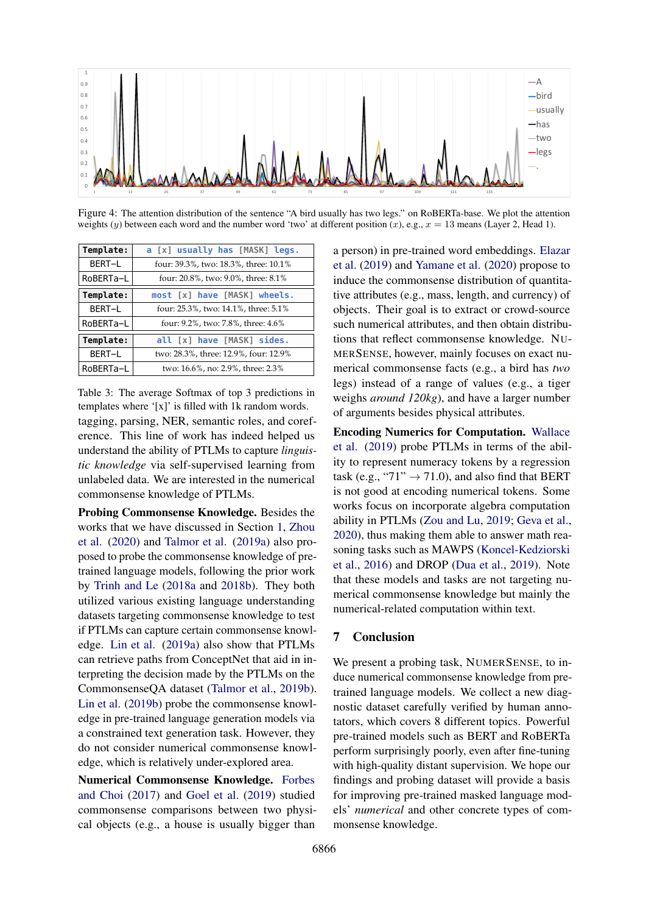1
0.9
0.8
0.7
0.6
0.5
0.4
0.3
0.2
0.1
0

1 13 25 37 49 61 73 85 97 109 121 133

—A
—bird
—usually
—has
—two
—legs
—.

Figure 4: The attention distribution of the sentence "A bird usually has two legs." on RoBERTa-base. We plot the attention weights ($y$) between each word and the number word 'two' at different position ($x$), e.g., $x = 13$ means (Layer 2, Head 1).

| Template: | a [x] usually has [MASK] legs. |
|---|---|
| BERT-L | four: 39.3%, two: 18.3%, three: 10.1% |
| RoBERTa-L | four: 20.8%, two: 9.0%, three: 8.1% |
| **Template:** | most [x] have [MASK] wheels. |
| BERT-L | four: 25.3%, two: 14.1%, three: 5.1% |
| RoBERTa-L | four: 9.2%, two: 7.8%, three: 4.6% |
| **Template:** | all [x] have [MASK] sides. |
| BERT-L | two: 28.3%, three: 12.9%, four: 12.9% |
| RoBERTa-L | two: 16.6%, no: 2.9%, three: 2.3% |

Table 3: The average Softmax of top 3 predictions in templates where '[x]' is filled with 1k random words.

tagging, parsing, NER, semantic roles, and coreference. This line of work has indeed helped us understand the ability of PTLMs to capture *linguistic knowledge* via self-supervised learning from unlabeled data. We are interested in the numerical commonsense knowledge of PTLMs.

**Probing Commonsense Knowledge.** Besides the works that we have discussed in Section 1, Zhou et al. (2020) and Talmor et al. (2019a) also proposed to probe the commonsense knowledge of pre-trained language models, following the prior work by Trinh and Le (2018a and 2018b). They both utilized various existing language understanding datasets targeting commonsense knowledge to test if PTLMs can capture certain commonsense knowledge. Lin et al. (2019a) also show that PTLMs can retrieve paths from ConceptNet that aid in interpreting the decision made by the PTLMs on the CommonsenseQA dataset (Talmor et al., 2019b). Lin et al. (2019b) probe the commonsense knowledge in pre-trained language generation models via a constrained text generation task. However, they do not consider numerical commonsense knowledge, which is relatively under-explored area.

**Numerical Commonsense Knowledge.** Forbes and Choi (2017) and Goel et al. (2019) studied commonsense comparisons between two physical objects (e.g., a house is usually bigger than a person) in pre-trained word embeddings. Elazar et al. (2019) and Yamane et al. (2020) propose to induce the commonsense distribution of quantitative attributes (e.g., mass, length, and currency) of objects. Their goal is to extract or crowd-source such numerical attributes, and then obtain distributions that reflect commonsense knowledge. NUMERSENSE, however, mainly focuses on exact numerical commonsense facts (e.g., a bird has *two* legs) instead of a range of values (e.g., a tiger weighs *around 120kg*), and have a larger number of arguments besides physical attributes.

**Encoding Numerics for Computation.** Wallace et al. (2019) probe PTLMs in terms of the ability to represent numeracy tokens by a regression task (e.g., "71" → 71.0), and also find that BERT is not good at encoding numerical tokens. Some works focus on incorporate algebra computation ability in PTLMs (Zou and Lu, 2019; Geva et al., 2020), thus making them able to answer math reasoning tasks such as MAWPS (Koncel-Kedziorski et al., 2016) and DROP (Dua et al., 2019). Note that these models and tasks are not targeting numerical commonsense knowledge but mainly the numerical-related computation within text.

## 7 Conclusion

We present a probing task, NUMERSENSE, to induce numerical commonsense knowledge from pre-trained language models. We collect a new diagnostic dataset carefully verified by human annotators, which covers 8 different topics. Powerful pre-trained models such as BERT and RoBERTa perform surprisingly poorly, even after fine-tuning with high-quality distant supervision. We hope our findings and probing dataset will provide a basis for improving pre-trained masked language models' *numerical* and other concrete types of commonsense knowledge.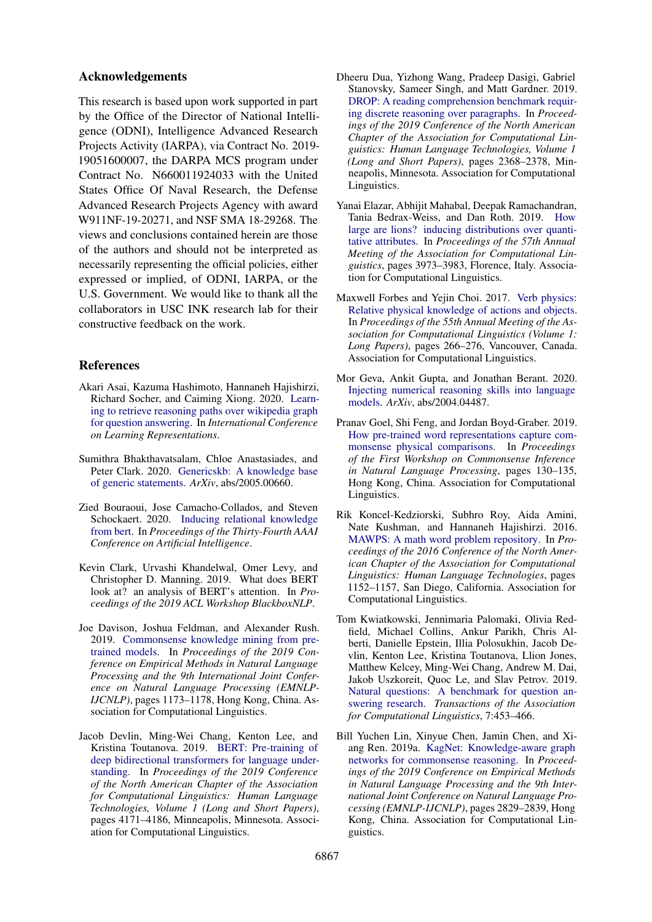## Acknowledgements

This research is based upon work supported in part by the Office of the Director of National Intelligence (ODNI), Intelligence Advanced Research Projects Activity (IARPA), via Contract No. 2019-19051600007, the DARPA MCS program under Contract No. N660011924033 with the United States Office Of Naval Research, the Defense Advanced Research Projects Agency with award W911NF-19-20271, and NSF SMA 18-29268. The views and conclusions contained herein are those of the authors and should not be interpreted as necessarily representing the official policies, either expressed or implied, of ODNI, IARPA, or the U.S. Government. We would like to thank all the collaborators in USC INK research lab for their constructive feedback on the work.

## References

Akari Asai, Kazuma Hashimoto, Hannaneh Hajishirzi, Richard Socher, and Caiming Xiong. 2020. Learning to retrieve reasoning paths over wikipedia graph for question answering. In *International Conference on Learning Representations*.

Sumithra Bhakthavatsalam, Chloe Anastasiades, and Peter Clark. 2020. Genericskb: A knowledge base of generic statements. *ArXiv*, abs/2005.00660.

Zied Bouraoui, Jose Camacho-Collados, and Steven Schockaert. 2020. Inducing relational knowledge from bert. In *Proceedings of the Thirty-Fourth AAAI Conference on Artificial Intelligence*.

Kevin Clark, Urvashi Khandelwal, Omer Levy, and Christopher D. Manning. 2019. What does BERT look at? an analysis of BERT's attention. In *Proceedings of the 2019 ACL Workshop BlackboxNLP*.

Joe Davison, Joshua Feldman, and Alexander Rush. 2019. Commonsense knowledge mining from pretrained models. In *Proceedings of the 2019 Conference on Empirical Methods in Natural Language Processing and the 9th International Joint Conference on Natural Language Processing (EMNLP-IJCNLP)*, pages 1173–1178, Hong Kong, China. Association for Computational Linguistics.

Jacob Devlin, Ming-Wei Chang, Kenton Lee, and Kristina Toutanova. 2019. BERT: Pre-training of deep bidirectional transformers for language understanding. In *Proceedings of the 2019 Conference of the North American Chapter of the Association for Computational Linguistics: Human Language Technologies, Volume 1 (Long and Short Papers)*, pages 4171–4186, Minneapolis, Minnesota. Association for Computational Linguistics.

Dheeru Dua, Yizhong Wang, Pradeep Dasigi, Gabriel Stanovsky, Sameer Singh, and Matt Gardner. 2019. DROP: A reading comprehension benchmark requiring discrete reasoning over paragraphs. In *Proceedings of the 2019 Conference of the North American Chapter of the Association for Computational Linguistics: Human Language Technologies, Volume 1 (Long and Short Papers)*, pages 2368–2378, Minneapolis, Minnesota. Association for Computational Linguistics.

Yanai Elazar, Abhijit Mahabal, Deepak Ramachandran, Tania Bedrax-Weiss, and Dan Roth. 2019. How large are lions? inducing distributions over quantitative attributes. In *Proceedings of the 57th Annual Meeting of the Association for Computational Linguistics*, pages 3973–3983, Florence, Italy. Association for Computational Linguistics.

Maxwell Forbes and Yejin Choi. 2017. Verb physics: Relative physical knowledge of actions and objects. In *Proceedings of the 55th Annual Meeting of the Association for Computational Linguistics (Volume 1: Long Papers)*, pages 266–276, Vancouver, Canada. Association for Computational Linguistics.

Mor Geva, Ankit Gupta, and Jonathan Berant. 2020. Injecting numerical reasoning skills into language models. *ArXiv*, abs/2004.04487.

Pranav Goel, Shi Feng, and Jordan Boyd-Graber. 2019. How pre-trained word representations capture commonsense physical comparisons. In *Proceedings of the First Workshop on Commonsense Inference in Natural Language Processing*, pages 130–135, Hong Kong, China. Association for Computational Linguistics.

Rik Koncel-Kedziorski, Subhro Roy, Aida Amini, Nate Kushman, and Hannaneh Hajishirzi. 2016. MAWPS: A math word problem repository. In *Proceedings of the 2016 Conference of the North American Chapter of the Association for Computational Linguistics: Human Language Technologies*, pages 1152–1157, San Diego, California. Association for Computational Linguistics.

Tom Kwiatkowski, Jennimaria Palomaki, Olivia Redfield, Michael Collins, Ankur Parikh, Chris Alberti, Danielle Epstein, Illia Polosukhin, Jacob Devlin, Kenton Lee, Kristina Toutanova, Llion Jones, Matthew Kelcey, Ming-Wei Chang, Andrew M. Dai, Jakob Uszkoreit, Quoc Le, and Slav Petrov. 2019. Natural questions: A benchmark for question answering research. *Transactions of the Association for Computational Linguistics*, 7:453–466.

Bill Yuchen Lin, Xinyue Chen, Jamin Chen, and Xiang Ren. 2019a. KagNet: Knowledge-aware graph networks for commonsense reasoning. In *Proceedings of the 2019 Conference on Empirical Methods in Natural Language Processing and the 9th International Joint Conference on Natural Language Processing (EMNLP-IJCNLP)*, pages 2829–2839, Hong Kong, China. Association for Computational Linguistics.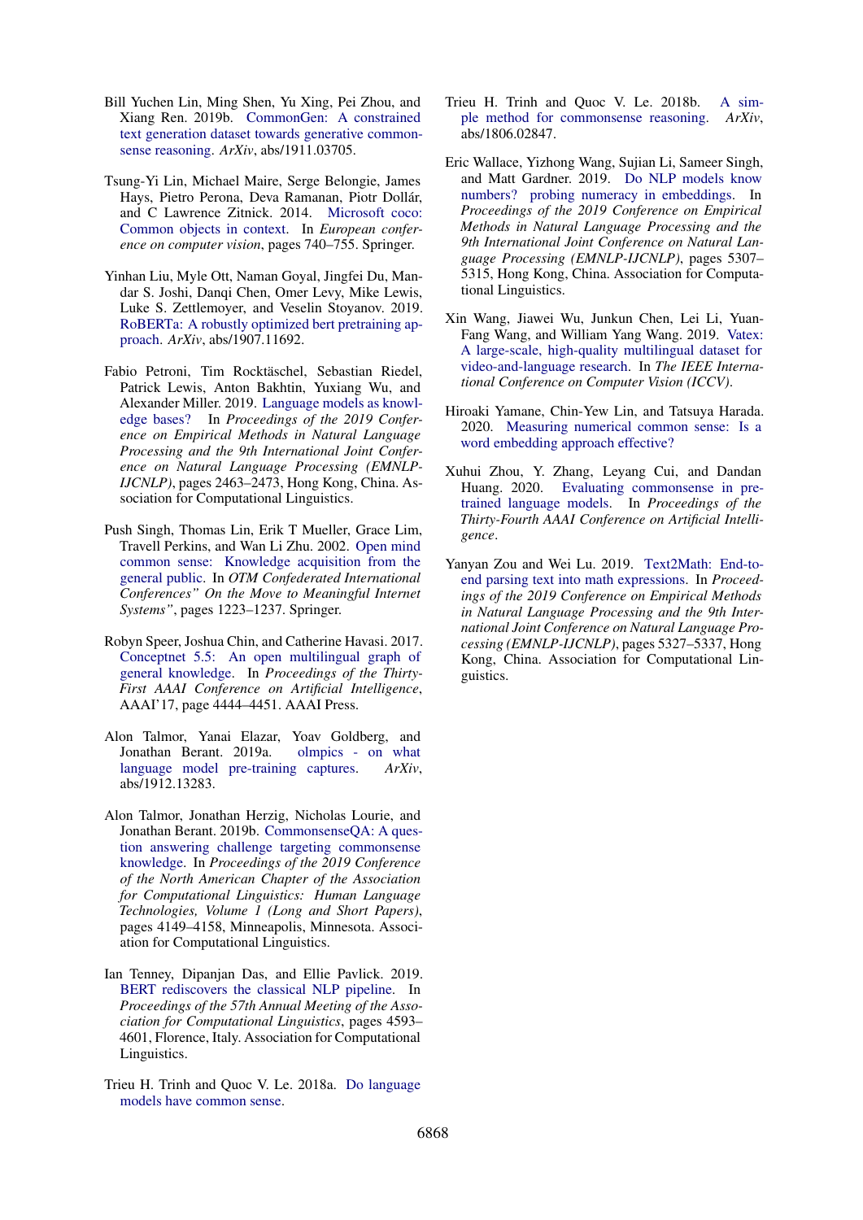Bill Yuchen Lin, Ming Shen, Yu Xing, Pei Zhou, and Xiang Ren. 2019b. CommonGen: A constrained text generation dataset towards generative commonsense reasoning. *ArXiv*, abs/1911.03705.

Tsung-Yi Lin, Michael Maire, Serge Belongie, James Hays, Pietro Perona, Deva Ramanan, Piotr Dollár, and C Lawrence Zitnick. 2014. Microsoft coco: Common objects in context. In *European conference on computer vision*, pages 740–755. Springer.

Yinhan Liu, Myle Ott, Naman Goyal, Jingfei Du, Mandar S. Joshi, Danqi Chen, Omer Levy, Mike Lewis, Luke S. Zettlemoyer, and Veselin Stoyanov. 2019. RoBERTa: A robustly optimized bert pretraining approach. *ArXiv*, abs/1907.11692.

Fabio Petroni, Tim Rocktäschel, Sebastian Riedel, Patrick Lewis, Anton Bakhtin, Yuxiang Wu, and Alexander Miller. 2019. Language models as knowledge bases? In *Proceedings of the 2019 Conference on Empirical Methods in Natural Language Processing and the 9th International Joint Conference on Natural Language Processing (EMNLP-IJCNLP)*, pages 2463–2473, Hong Kong, China. Association for Computational Linguistics.

Push Singh, Thomas Lin, Erik T Mueller, Grace Lim, Travell Perkins, and Wan Li Zhu. 2002. Open mind common sense: Knowledge acquisition from the general public. In *OTM Confederated International Conferences" On the Move to Meaningful Internet Systems"*, pages 1223–1237. Springer.

Robyn Speer, Joshua Chin, and Catherine Havasi. 2017. Conceptnet 5.5: An open multilingual graph of general knowledge. In *Proceedings of the Thirty-First AAAI Conference on Artificial Intelligence*, AAAI'17, page 4444–4451. AAAI Press.

Alon Talmor, Yanai Elazar, Yoav Goldberg, and Jonathan Berant. 2019a. olmpics - on what language model pre-training captures. *ArXiv*, abs/1912.13283.

Alon Talmor, Jonathan Herzig, Nicholas Lourie, and Jonathan Berant. 2019b. CommonsenseQA: A question answering challenge targeting commonsense knowledge. In *Proceedings of the 2019 Conference of the North American Chapter of the Association for Computational Linguistics: Human Language Technologies, Volume 1 (Long and Short Papers)*, pages 4149–4158, Minneapolis, Minnesota. Association for Computational Linguistics.

Ian Tenney, Dipanjan Das, and Ellie Pavlick. 2019. BERT rediscovers the classical NLP pipeline. In *Proceedings of the 57th Annual Meeting of the Association for Computational Linguistics*, pages 4593–4601, Florence, Italy. Association for Computational Linguistics.

Trieu H. Trinh and Quoc V. Le. 2018a. Do language models have common sense.

Trieu H. Trinh and Quoc V. Le. 2018b. A simple method for commonsense reasoning. *ArXiv*, abs/1806.02847.

Eric Wallace, Yizhong Wang, Sujian Li, Sameer Singh, and Matt Gardner. 2019. Do NLP models know numbers? probing numeracy in embeddings. In *Proceedings of the 2019 Conference on Empirical Methods in Natural Language Processing and the 9th International Joint Conference on Natural Language Processing (EMNLP-IJCNLP)*, pages 5307–5315, Hong Kong, China. Association for Computational Linguistics.

Xin Wang, Jiawei Wu, Junkun Chen, Lei Li, Yuan-Fang Wang, and William Yang Wang. 2019. Vatex: A large-scale, high-quality multilingual dataset for video-and-language research. In *The IEEE International Conference on Computer Vision (ICCV)*.

Hiroaki Yamane, Chin-Yew Lin, and Tatsuya Harada. 2020. Measuring numerical common sense: Is a word embedding approach effective?

Xuhui Zhou, Y. Zhang, Leyang Cui, and Dandan Huang. 2020. Evaluating commonsense in pre-trained language models. In *Proceedings of the Thirty-Fourth AAAI Conference on Artificial Intelligence*.

Yanyan Zou and Wei Lu. 2019. Text2Math: End-to-end parsing text into math expressions. In *Proceedings of the 2019 Conference on Empirical Methods in Natural Language Processing and the 9th International Joint Conference on Natural Language Processing (EMNLP-IJCNLP)*, pages 5327–5337, Hong Kong, China. Association for Computational Linguistics.